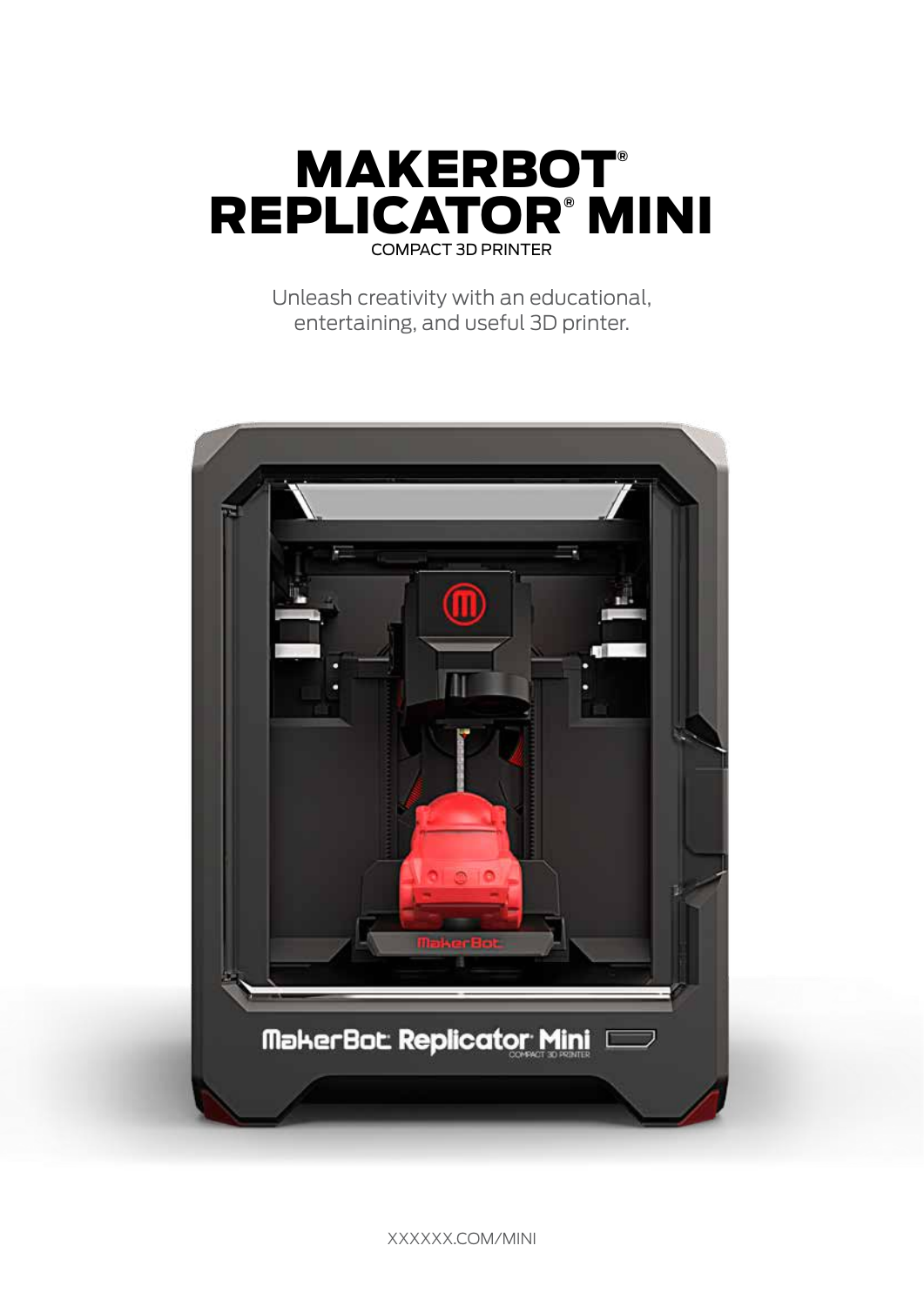# MAKERBOT®
# REPLICATOR® MINI

COMPACT 3D PRINTER

Unleash creativity with an educational, entertaining, and useful 3D printer.

XXXXXX.COM/MINI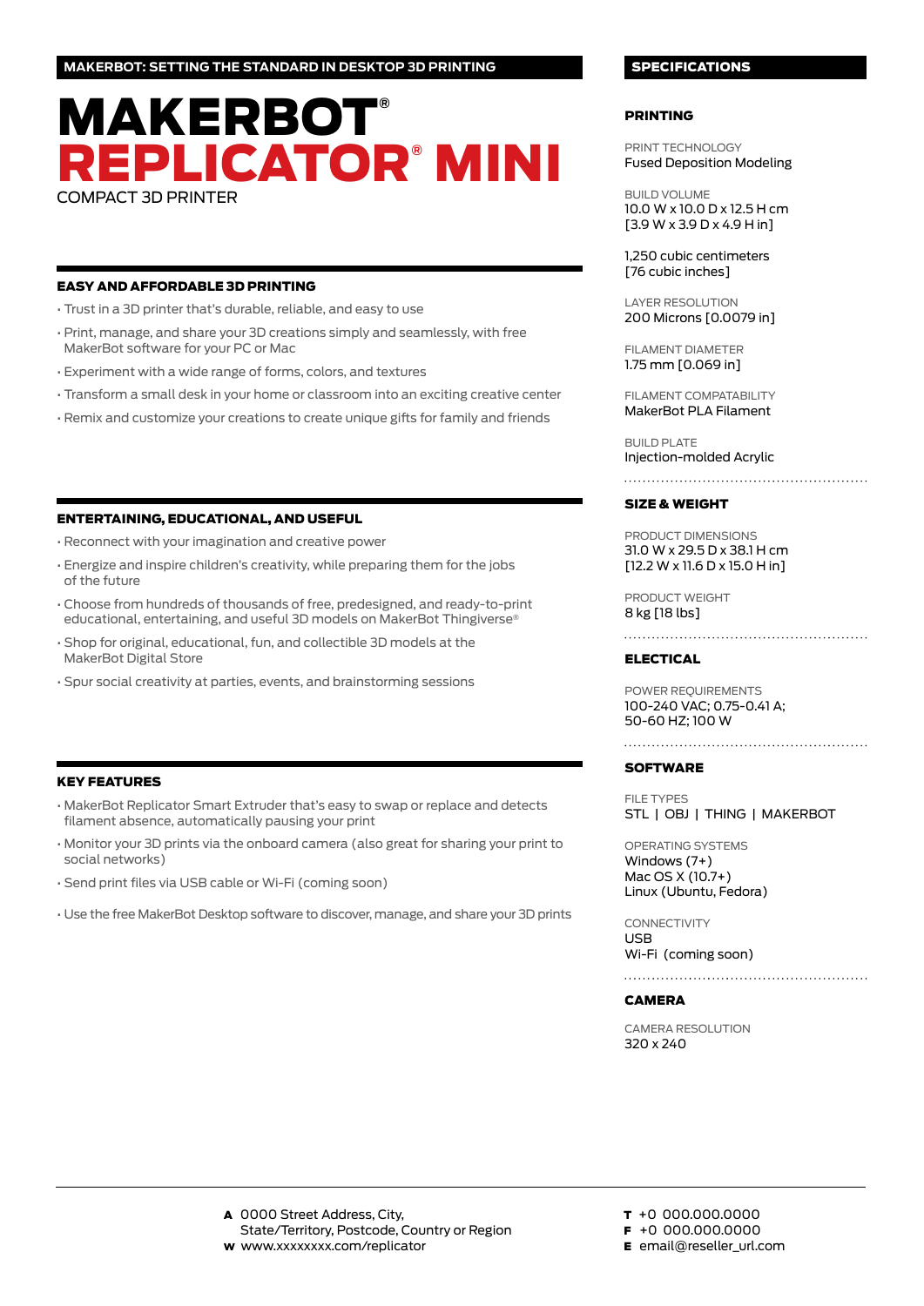MAKERBOT: SETTING THE STANDARD IN DESKTOP 3D PRINTING

# MAKERBOT® REPLICATOR® MINI

COMPACT 3D PRINTER

## EASY AND AFFORDABLE 3D PRINTING

- Trust in a 3D printer that's durable, reliable, and easy to use
- Print, manage, and share your 3D creations simply and seamlessly, with free MakerBot software for your PC or Mac
- Experiment with a wide range of forms, colors, and textures
- Transform a small desk in your home or classroom into an exciting creative center
- Remix and customize your creations to create unique gifts for family and friends

## ENTERTAINING, EDUCATIONAL, AND USEFUL

- Reconnect with your imagination and creative power
- Energize and inspire children's creativity, while preparing them for the jobs of the future
- Choose from hundreds of thousands of free, predesigned, and ready-to-print educational, entertaining, and useful 3D models on MakerBot Thingiverse®
- Shop for original, educational, fun, and collectible 3D models at the MakerBot Digital Store
- Spur social creativity at parties, events, and brainstorming sessions

## KEY FEATURES

- MakerBot Replicator Smart Extruder that's easy to swap or replace and detects filament absence, automatically pausing your print
- Monitor your 3D prints via the onboard camera (also great for sharing your print to social networks)
- Send print files via USB cable or Wi-Fi (coming soon)
- Use the free MakerBot Desktop software to discover, manage, and share your 3D prints

## SPECIFICATIONS

### PRINTING

PRINT TECHNOLOGY
Fused Deposition Modeling

BUILD VOLUME
10.0 W x 10.0 D x 12.5 H cm
[3.9 W x 3.9 D x 4.9 H in]

1,250 cubic centimeters
[76 cubic inches]

LAYER RESOLUTION
200 Microns [0.0079 in]

FILAMENT DIAMETER
1.75 mm [0.069 in]

FILAMENT COMPATABILITY
MakerBot PLA Filament

BUILD PLATE
Injection-molded Acrylic

### SIZE & WEIGHT

PRODUCT DIMENSIONS
31.0 W x 29.5 D x 38.1 H cm
[12.2 W x 11.6 D x 15.0 H in]

PRODUCT WEIGHT
8 kg [18 lbs]

### ELECTICAL

POWER REQUIREMENTS
100-240 VAC; 0.75-0.41 A;
50-60 HZ; 100 W

### SOFTWARE

FILE TYPES
STL | OBJ | THING | MAKERBOT

OPERATING SYSTEMS
Windows (7+)
Mac OS X (10.7+)
Linux (Ubuntu, Fedora)

CONNECTIVITY
USB
Wi-Fi (coming soon)

### CAMERA

CAMERA RESOLUTION
320 x 240

---

**A** 0000 Street Address, City,
State/Territory, Postcode, Country or Region
**W** www.xxxxxxxx.com/replicator

**T** +0 000.000.0000
**F** +0 000.000.0000
**E** email@reseller_url.com